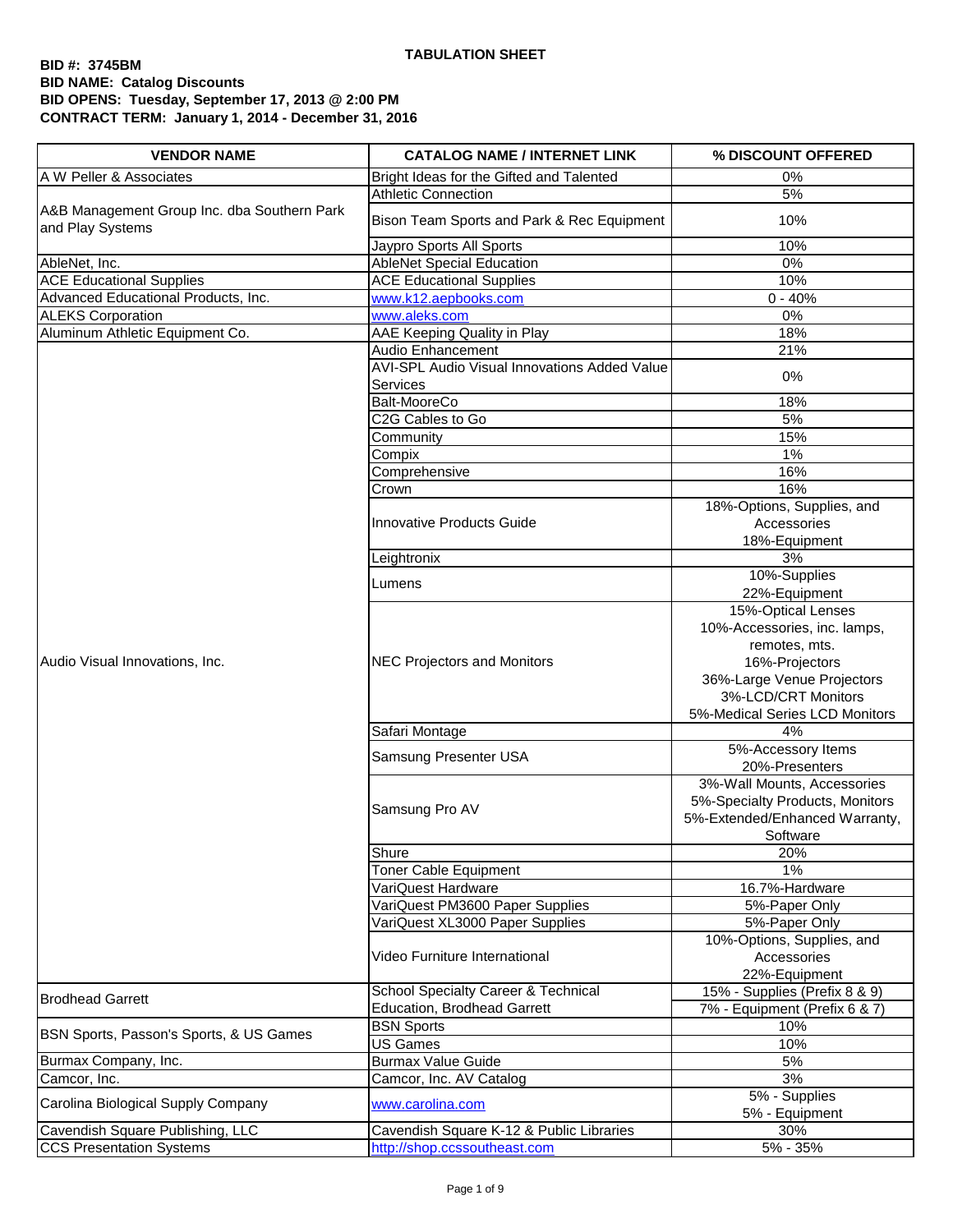**TABULATION SHEET**

**BID #: 3745BM**
**BID NAME: Catalog Discounts**
**BID OPENS: Tuesday, September 17, 2013 @ 2:00 PM**
**CONTRACT TERM: January 1, 2014 - December 31, 2016**

| VENDOR NAME | CATALOG NAME / INTERNET LINK | % DISCOUNT OFFERED |
|---|---|---|
| A W Peller & Associates | Bright Ideas for the Gifted and Talented | 0% |
| A&B Management Group Inc. dba Southern Park and Play Systems | Athletic Connection | 5% |
| | Bison Team Sports and Park & Rec Equipment | 10% |
| | Jaypro Sports All Sports | 10% |
| AbleNet, Inc. | AbleNet Special Education | 0% |
| ACE Educational Supplies | ACE Educational Supplies | 10% |
| Advanced Educational Products, Inc. | www.k12.aepbooks.com | 0 - 40% |
| ALEKS Corporation | www.aleks.com | 0% |
| Aluminum Athletic Equipment Co. | AAE Keeping Quality in Play | 18% |
| Audio Visual Innovations, Inc. | Audio Enhancement | 21% |
| | AVI-SPL Audio Visual Innovations Added Value Services | 0% |
| | Balt-MooreCo | 18% |
| | C2G Cables to Go | 5% |
| | Community | 15% |
| | Compix | 1% |
| | Comprehensive | 16% |
| | Crown | 16% |
| | Innovative Products Guide | 18%-Options, Supplies, and Accessories<br>18%-Equipment |
| | Leightronix | 3% |
| | Lumens | 10%-Supplies<br>22%-Equipment |
| | NEC Projectors and Monitors | 15%-Optical Lenses<br>10%-Accessories, inc. lamps, remotes, mts.<br>16%-Projectors<br>36%-Large Venue Projectors<br>3%-LCD/CRT Monitors<br>5%-Medical Series LCD Monitors |
| | Safari Montage | 4% |
| | Samsung Presenter USA | 5%-Accessory Items<br>20%-Presenters |
| | Samsung Pro AV | 3%-Wall Mounts, Accessories<br>5%-Specialty Products, Monitors<br>5%-Extended/Enhanced Warranty, Software |
| | Shure | 20% |
| | Toner Cable Equipment | 1% |
| | VariQuest Hardware | 16.7%-Hardware |
| | VariQuest PM3600 Paper Supplies | 5%-Paper Only |
| | VariQuest XL3000 Paper Supplies | 5%-Paper Only |
| | Video Furniture International | 10%-Options, Supplies, and Accessories<br>22%-Equipment |
| Brodhead Garrett | School Specialty Career & Technical Education, Brodhead Garrett | 15% - Supplies (Prefix 8 & 9)<br>7% - Equipment (Prefix 6 & 7) |
| BSN Sports, Passon's Sports, & US Games | BSN Sports | 10% |
| | US Games | 10% |
| Burmax Company, Inc. | Burmax Value Guide | 5% |
| Camcor, Inc. | Camcor, Inc. AV Catalog | 3% |
| Carolina Biological Supply Company | www.carolina.com | 5% - Supplies<br>5% - Equipment |
| Cavendish Square Publishing, LLC | Cavendish Square K-12 & Public Libraries | 30% |
| CCS Presentation Systems | http://shop.ccssoutheast.com | 5% - 35% |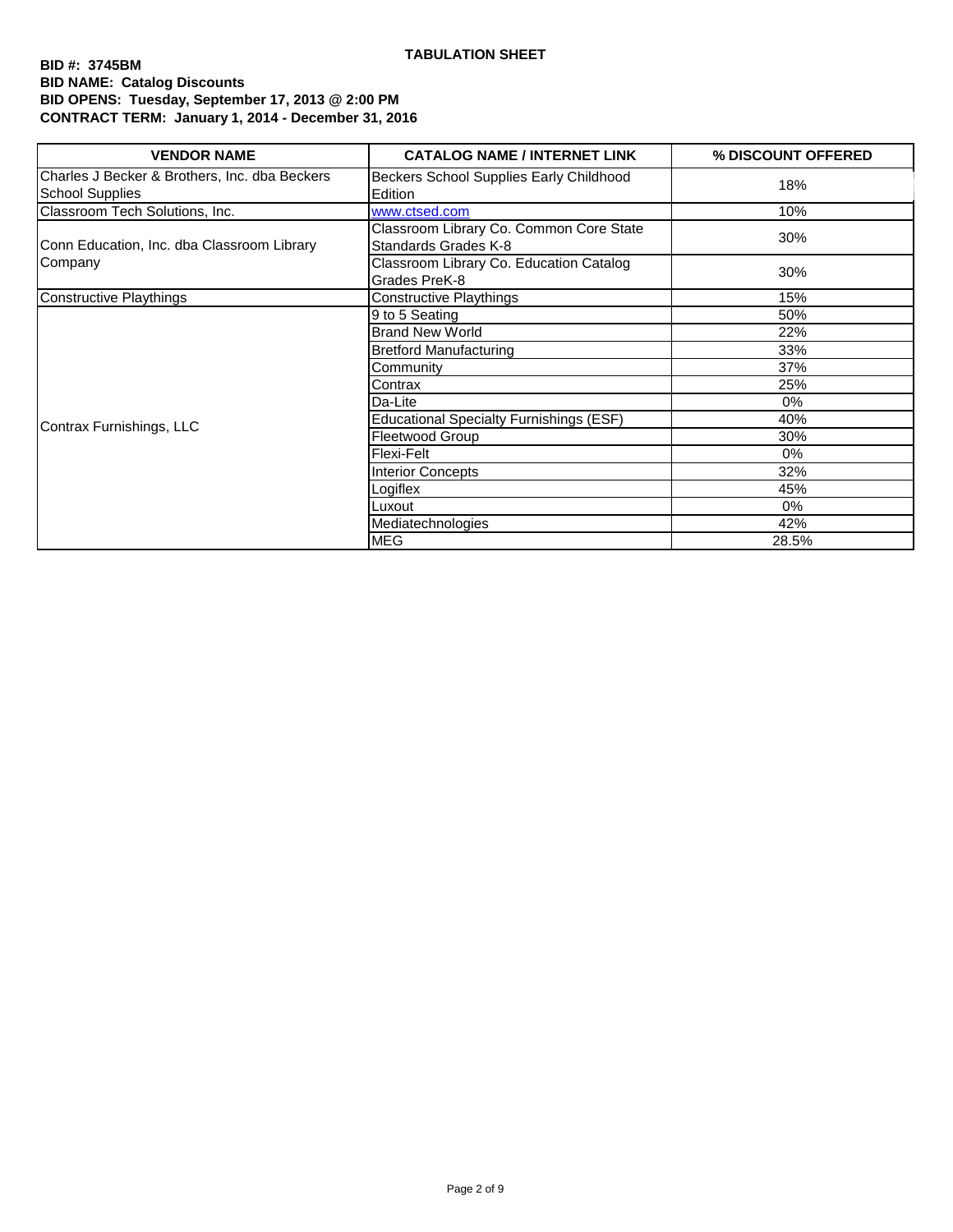**TABULATION SHEET**

**BID #: 3745BM**
**BID NAME: Catalog Discounts**
**BID OPENS: Tuesday, September 17, 2013 @ 2:00 PM**
**CONTRACT TERM: January 1, 2014 - December 31, 2016**

| VENDOR NAME | CATALOG NAME / INTERNET LINK | % DISCOUNT OFFERED |
|---|---|---|
| Charles J Becker & Brothers, Inc. dba Beckers School Supplies | Beckers School Supplies Early Childhood Edition | 18% |
| Classroom Tech Solutions, Inc. | www.ctsed.com | 10% |
| Conn Education, Inc. dba Classroom Library Company | Classroom Library Co. Common Core State Standards Grades K-8 | 30% |
| | Classroom Library Co. Education Catalog Grades PreK-8 | 30% |
| Constructive Playthings | Constructive Playthings | 15% |
| Contrax Furnishings, LLC | 9 to 5 Seating | 50% |
| | Brand New World | 22% |
| | Bretford Manufacturing | 33% |
| | Community | 37% |
| | Contrax | 25% |
| | Da-Lite | 0% |
| | Educational Specialty Furnishings (ESF) | 40% |
| | Fleetwood Group | 30% |
| | Flexi-Felt | 0% |
| | Interior Concepts | 32% |
| | Logiflex | 45% |
| | Luxout | 0% |
| | Mediatechnologies | 42% |
| | MEG | 28.5% |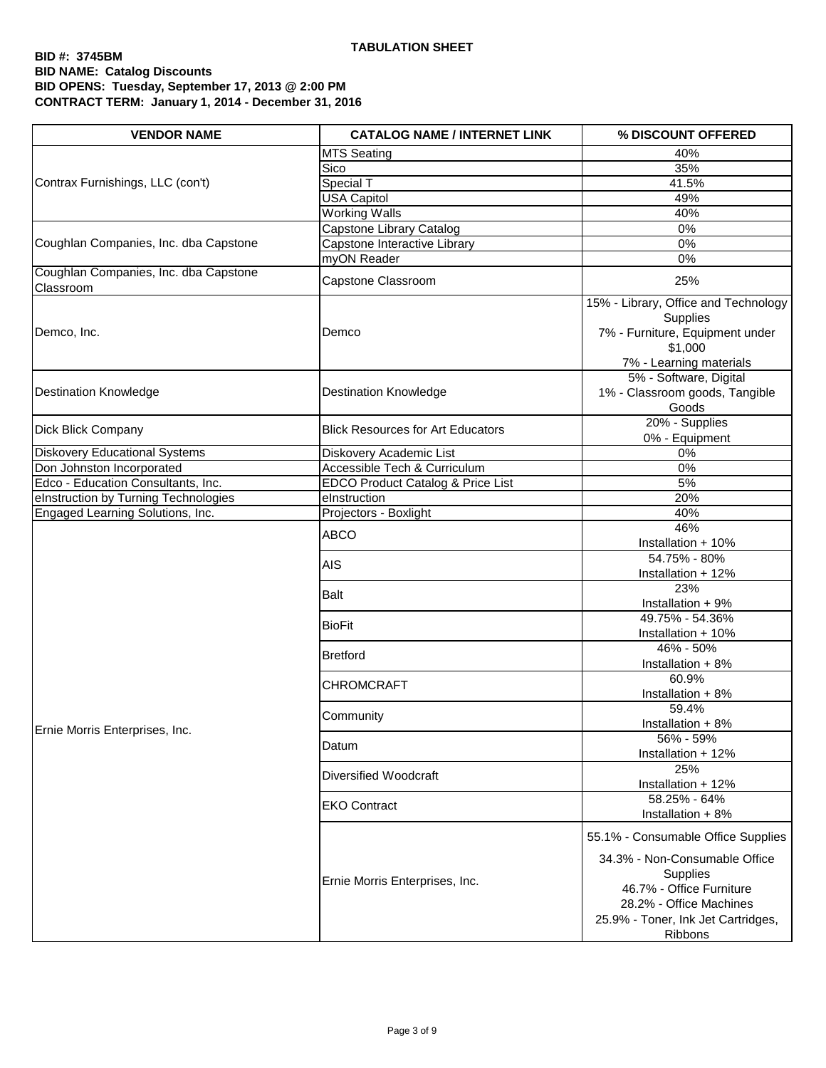**TABULATION SHEET**

**BID #: 3745BM**
**BID NAME: Catalog Discounts**
**BID OPENS: Tuesday, September 17, 2013 @ 2:00 PM**
**CONTRACT TERM: January 1, 2014 - December 31, 2016**

| VENDOR NAME | CATALOG NAME / INTERNET LINK | % DISCOUNT OFFERED |
|---|---|---|
| Contrax Furnishings, LLC (con't) | MTS Seating | 40% |
| | Sico | 35% |
| | Special T | 41.5% |
| | USA Capitol | 49% |
| | Working Walls | 40% |
| Coughlan Companies, Inc. dba Capstone | Capstone Library Catalog | 0% |
| | Capstone Interactive Library | 0% |
| | myON Reader | 0% |
| Coughlan Companies, Inc. dba Capstone Classroom | Capstone Classroom | 25% |
| Demco, Inc. | Demco | 15% - Library, Office and Technology Supplies<br>7% - Furniture, Equipment under $1,000<br>7% - Learning materials |
| Destination Knowledge | Destination Knowledge | 5% - Software, Digital<br>1% - Classroom goods, Tangible Goods |
| Dick Blick Company | Blick Resources for Art Educators | 20% - Supplies<br>0% - Equipment |
| Diskovery Educational Systems | Diskovery Academic List | 0% |
| Don Johnston Incorporated | Accessible Tech & Curriculum | 0% |
| Edco - Education Consultants, Inc. | EDCO Product Catalog & Price List | 5% |
| eInstruction by Turning Technologies | eInstruction | 20% |
| Engaged Learning Solutions, Inc. | Projectors - Boxlight | 40% |
| Ernie Morris Enterprises, Inc. | ABCO | 46%<br>Installation + 10% |
| | AIS | 54.75% - 80%<br>Installation + 12% |
| | Balt | 23%<br>Installation + 9% |
| | BioFit | 49.75% - 54.36%<br>Installation + 10% |
| | Bretford | 46% - 50%<br>Installation + 8% |
| | CHROMCRAFT | 60.9%<br>Installation + 8% |
| | Community | 59.4%<br>Installation + 8% |
| | Datum | 56% - 59%<br>Installation + 12% |
| | Diversified Woodcraft | 25%<br>Installation + 12% |
| | EKO Contract | 58.25% - 64%<br>Installation + 8% |
| | Ernie Morris Enterprises, Inc. | 55.1% - Consumable Office Supplies<br>34.3% - Non-Consumable Office Supplies<br>46.7% - Office Furniture<br>28.2% - Office Machines<br>25.9% - Toner, Ink Jet Cartridges, Ribbons |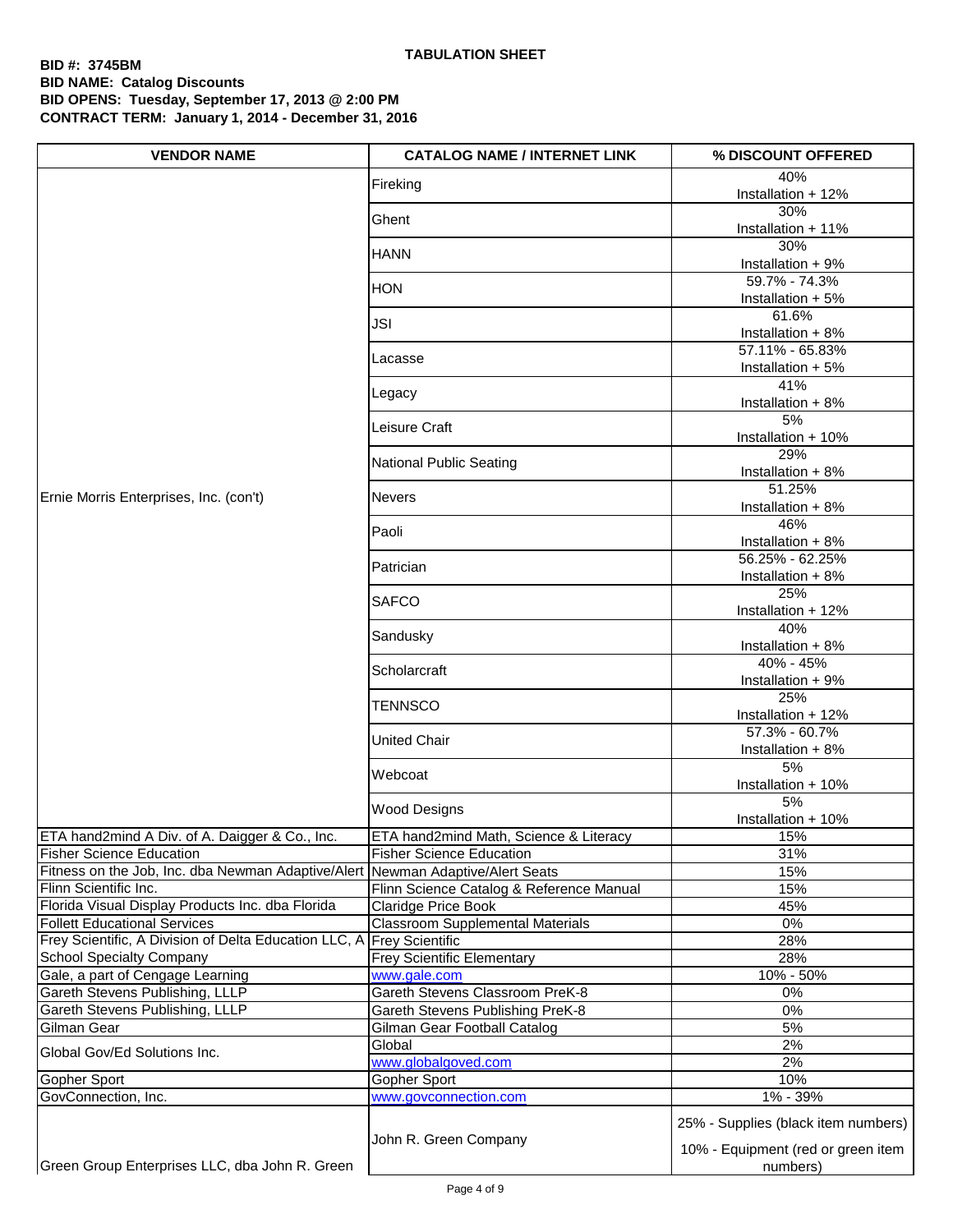**TABULATION SHEET**

**BID #: 3745BM**
**BID NAME: Catalog Discounts**
**BID OPENS: Tuesday, September 17, 2013 @ 2:00 PM**
**CONTRACT TERM: January 1, 2014 - December 31, 2016**

| VENDOR NAME | CATALOG NAME / INTERNET LINK | % DISCOUNT OFFERED |
|---|---|---|
| Ernie Morris Enterprises, Inc. (con't) | Fireking | 40% Installation + 12% |
| | Ghent | 30% Installation + 11% |
| | HANN | 30% Installation + 9% |
| | HON | 59.7% - 74.3% Installation + 5% |
| | JSI | 61.6% Installation + 8% |
| | Lacasse | 57.11% - 65.83% Installation + 5% |
| | Legacy | 41% Installation + 8% |
| | Leisure Craft | 5% Installation + 10% |
| | National Public Seating | 29% Installation + 8% |
| | Nevers | 51.25% Installation + 8% |
| | Paoli | 46% Installation + 8% |
| | Patrician | 56.25% - 62.25% Installation + 8% |
| | SAFCO | 25% Installation + 12% |
| | Sandusky | 40% Installation + 8% |
| | Scholarcraft | 40% - 45% Installation + 9% |
| | TENNSCO | 25% Installation + 12% |
| | United Chair | 57.3% - 60.7% Installation + 8% |
| | Webcoat | 5% Installation + 10% |
| | Wood Designs | 5% Installation + 10% |
| ETA hand2mind A Div. of A. Daigger & Co., Inc. | ETA hand2mind Math, Science & Literacy | 15% |
| Fisher Science Education | Fisher Science Education | 31% |
| Fitness on the Job, Inc. dba Newman Adaptive/Alert | Newman Adaptive/Alert Seats | 15% |
| Flinn Scientific Inc. | Flinn Science Catalog & Reference Manual | 15% |
| Florida Visual Display Products Inc. dba Florida | Claridge Price Book | 45% |
| Follett Educational Services | Classroom Supplemental Materials | 0% |
| Frey Scientific, A Division of Delta Education LLC, A | Frey Scientific | 28% |
| School Specialty Company | Frey Scientific Elementary | 28% |
| Gale, a part of Cengage Learning | www.gale.com | 10% - 50% |
| Gareth Stevens Publishing, LLLP | Gareth Stevens Classroom PreK-8 | 0% |
| Gareth Stevens Publishing, LLLP | Gareth Stevens Publishing PreK-8 | 0% |
| Gilman Gear | Gilman Gear Football Catalog | 5% |
| Global Gov/Ed Solutions Inc. | Global | 2% |
| | www.globalgoved.com | 2% |
| Gopher Sport | Gopher Sport | 10% |
| GovConnection, Inc. | www.govconnection.com | 1% - 39% |
| Green Group Enterprises LLC, dba John R. Green | John R. Green Company | 25% - Supplies (black item numbers) 10% - Equipment (red or green item numbers) |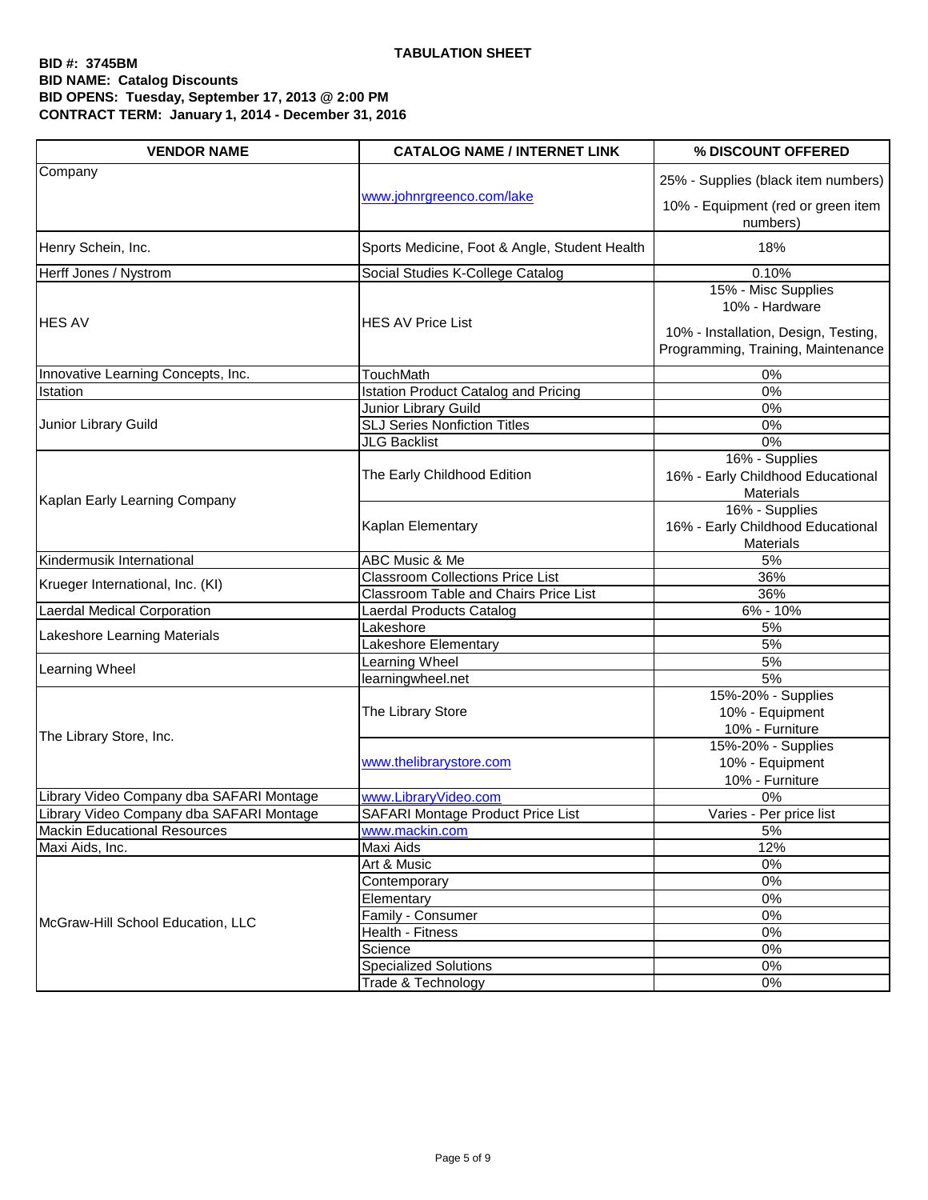**TABULATION SHEET**

**BID #: 3745BM**
**BID NAME: Catalog Discounts**
**BID OPENS: Tuesday, September 17, 2013 @ 2:00 PM**
**CONTRACT TERM: January 1, 2014 - December 31, 2016**

| VENDOR NAME | CATALOG NAME / INTERNET LINK | % DISCOUNT OFFERED |
|---|---|---|
| Company | www.johnrgreenco.com/lake | 25% - Supplies (black item numbers)<br>10% - Equipment (red or green item numbers) |
| Henry Schein, Inc. | Sports Medicine, Foot & Angle, Student Health | 18% |
| Herff Jones / Nystrom | Social Studies K-College Catalog | 0.10% |
| HES AV | HES AV Price List | 15% - Misc Supplies<br>10% - Hardware<br>10% - Installation, Design, Testing, Programming, Training, Maintenance |
| Innovative Learning Concepts, Inc. | TouchMath | 0% |
| Istation | Istation Product Catalog and Pricing | 0% |
| Junior Library Guild | Junior Library Guild | 0% |
| | SLJ Series Nonfiction Titles | 0% |
| | JLG Backlist | 0% |
| Kaplan Early Learning Company | The Early Childhood Edition | 16% - Supplies<br>16% - Early Childhood Educational Materials |
| | Kaplan Elementary | 16% - Supplies<br>16% - Early Childhood Educational Materials |
| Kindermusik International | ABC Music & Me | 5% |
| Krueger International, Inc. (KI) | Classroom Collections Price List | 36% |
| | Classroom Table and Chairs Price List | 36% |
| Laerdal Medical Corporation | Laerdal Products Catalog | 6% - 10% |
| Lakeshore Learning Materials | Lakeshore | 5% |
| | Lakeshore Elementary | 5% |
| Learning Wheel | Learning Wheel | 5% |
| | learningwheel.net | 5% |
| The Library Store, Inc. | The Library Store | 15%-20% - Supplies<br>10% - Equipment<br>10% - Furniture |
| | www.thelibrarystore.com | 15%-20% - Supplies<br>10% - Equipment<br>10% - Furniture |
| Library Video Company dba SAFARI Montage | www.LibraryVideo.com | 0% |
| Library Video Company dba SAFARI Montage | SAFARI Montage Product Price List | Varies - Per price list |
| Mackin Educational Resources | www.mackin.com | 5% |
| Maxi Aids, Inc. | Maxi Aids | 12% |
| McGraw-Hill School Education, LLC | Art & Music | 0% |
| | Contemporary | 0% |
| | Elementary | 0% |
| | Family - Consumer | 0% |
| | Health - Fitness | 0% |
| | Science | 0% |
| | Specialized Solutions | 0% |
| | Trade & Technology | 0% |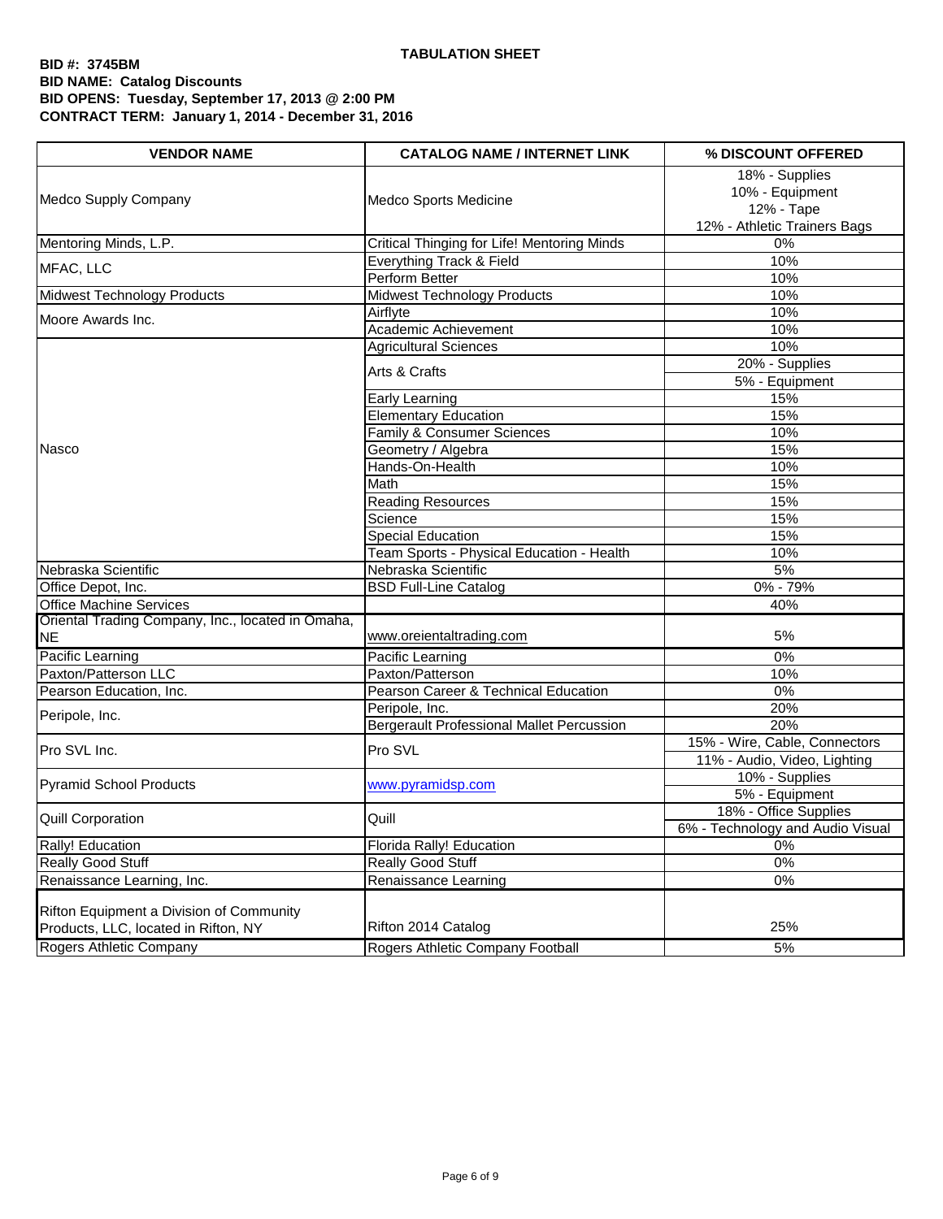**TABULATION SHEET**

**BID #: 3745BM**
**BID NAME: Catalog Discounts**
**BID OPENS: Tuesday, September 17, 2013 @ 2:00 PM**
**CONTRACT TERM: January 1, 2014 - December 31, 2016**

| VENDOR NAME | CATALOG NAME / INTERNET LINK | % DISCOUNT OFFERED |
|---|---|---|
| Medco Supply Company | Medco Sports Medicine | 18% - Supplies<br>10% - Equipment<br>12% - Tape<br>12% - Athletic Trainers Bags |
| Mentoring Minds, L.P. | Critical Thinging for Life! Mentoring Minds | 0% |
| MFAC, LLC | Everything Track & Field | 10% |
| | Perform Better | 10% |
| Midwest Technology Products | Midwest Technology Products | 10% |
| Moore Awards Inc. | Airflyte | 10% |
| | Academic Achievement | 10% |
| Nasco | Agricultural Sciences | 10% |
| | Arts & Crafts | 20% - Supplies |
| | | 5% - Equipment |
| | Early Learning | 15% |
| | Elementary Education | 15% |
| | Family & Consumer Sciences | 10% |
| | Geometry / Algebra | 15% |
| | Hands-On-Health | 10% |
| | Math | 15% |
| | Reading Resources | 15% |
| | Science | 15% |
| | Special Education | 15% |
| | Team Sports - Physical Education - Health | 10% |
| Nebraska Scientific | Nebraska Scientific | 5% |
| Office Depot, Inc. | BSD Full-Line Catalog | 0% - 79% |
| Office Machine Services | | 40% |
| Oriental Trading Company, Inc., located in Omaha, NE | www.oreientaltrading.com | 5% |
| Pacific Learning | Pacific Learning | 0% |
| Paxton/Patterson LLC | Paxton/Patterson | 10% |
| Pearson Education, Inc. | Pearson Career & Technical Education | 0% |
| Peripole, Inc. | Peripole, Inc. | 20% |
| | Bergerault Professional Mallet Percussion | 20% |
| Pro SVL Inc. | Pro SVL | 15% - Wire, Cable, Connectors |
| | | 11% - Audio, Video, Lighting |
| Pyramid School Products | www.pyramidsp.com | 10% - Supplies |
| | | 5% - Equipment |
| Quill Corporation | Quill | 18% - Office Supplies |
| | | 6% - Technology and Audio Visual |
| Rally! Education | Florida Rally! Education | 0% |
| Really Good Stuff | Really Good Stuff | 0% |
| Renaissance Learning, Inc. | Renaissance Learning | 0% |
| Rifton Equipment a Division of Community Products, LLC, located in Rifton, NY | Rifton 2014 Catalog | 25% |
| Rogers Athletic Company | Rogers Athletic Company Football | 5% |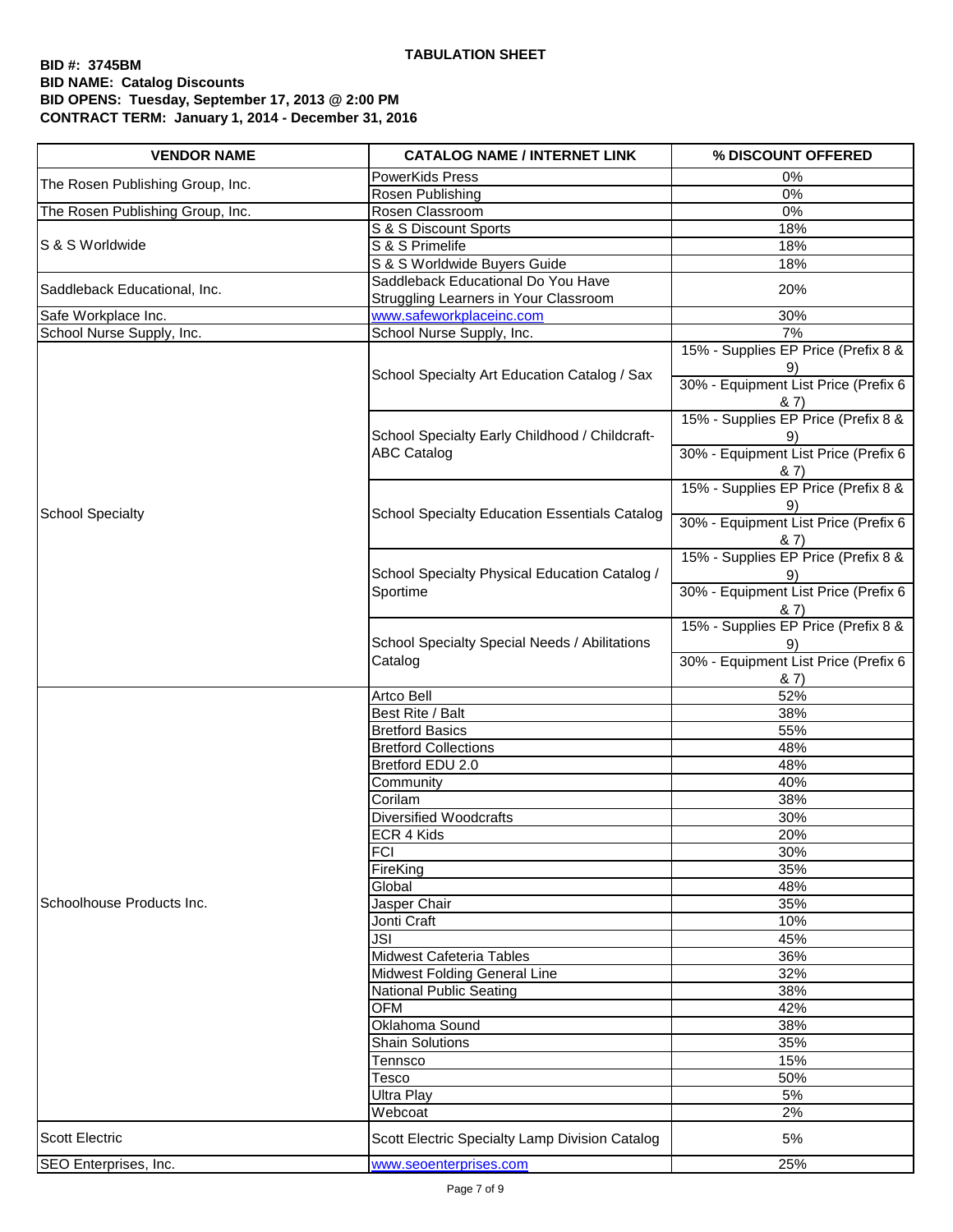**TABULATION SHEET**

**BID #: 3745BM**
**BID NAME: Catalog Discounts**
**BID OPENS: Tuesday, September 17, 2013 @ 2:00 PM**
**CONTRACT TERM: January 1, 2014 - December 31, 2016**

| VENDOR NAME | CATALOG NAME / INTERNET LINK | % DISCOUNT OFFERED |
|---|---|---|
| The Rosen Publishing Group, Inc. | PowerKids Press | 0% |
| | Rosen Publishing | 0% |
| The Rosen Publishing Group, Inc. | Rosen Classroom | 0% |
| S & S Worldwide | S & S Discount Sports | 18% |
| | S & S Primelife | 18% |
| | S & S Worldwide Buyers Guide | 18% |
| Saddleback Educational, Inc. | Saddleback Educational Do You Have Struggling Learners in Your Classroom | 20% |
| Safe Workplace Inc. | www.safeworkplaceinc.com | 30% |
| School Nurse Supply, Inc. | School Nurse Supply, Inc. | 7% |
| School Specialty | School Specialty Art Education Catalog / Sax | 15% - Supplies EP Price (Prefix 8 & 9) |
| | | 30% - Equipment List Price (Prefix 6 & 7) |
| | School Specialty Early Childhood / Childcraft-ABC Catalog | 15% - Supplies EP Price (Prefix 8 & 9) |
| | | 30% - Equipment List Price (Prefix 6 & 7) |
| | School Specialty Education Essentials Catalog | 15% - Supplies EP Price (Prefix 8 & 9) |
| | | 30% - Equipment List Price (Prefix 6 & 7) |
| | School Specialty Physical Education Catalog / Sportime | 15% - Supplies EP Price (Prefix 8 & 9) |
| | | 30% - Equipment List Price (Prefix 6 & 7) |
| | School Specialty Special Needs / Abilitations Catalog | 15% - Supplies EP Price (Prefix 8 & 9) |
| | | 30% - Equipment List Price (Prefix 6 & 7) |
| Schoolhouse Products Inc. | Artco Bell | 52% |
| | Best Rite / Balt | 38% |
| | Bretford Basics | 55% |
| | Bretford Collections | 48% |
| | Bretford EDU 2.0 | 48% |
| | Community | 40% |
| | Corilam | 38% |
| | Diversified Woodcrafts | 30% |
| | ECR 4 Kids | 20% |
| | FCI | 30% |
| | FireKing | 35% |
| | Global | 48% |
| | Jasper Chair | 35% |
| | Jonti Craft | 10% |
| | JSI | 45% |
| | Midwest Cafeteria Tables | 36% |
| | Midwest Folding General Line | 32% |
| | National Public Seating | 38% |
| | OFM | 42% |
| | Oklahoma Sound | 38% |
| | Shain Solutions | 35% |
| | Tennsco | 15% |
| | Tesco | 50% |
| | Ultra Play | 5% |
| | Webcoat | 2% |
| Scott Electric | Scott Electric Specialty Lamp Division Catalog | 5% |
| SEO Enterprises, Inc. | www.seoenterprises.com | 25% |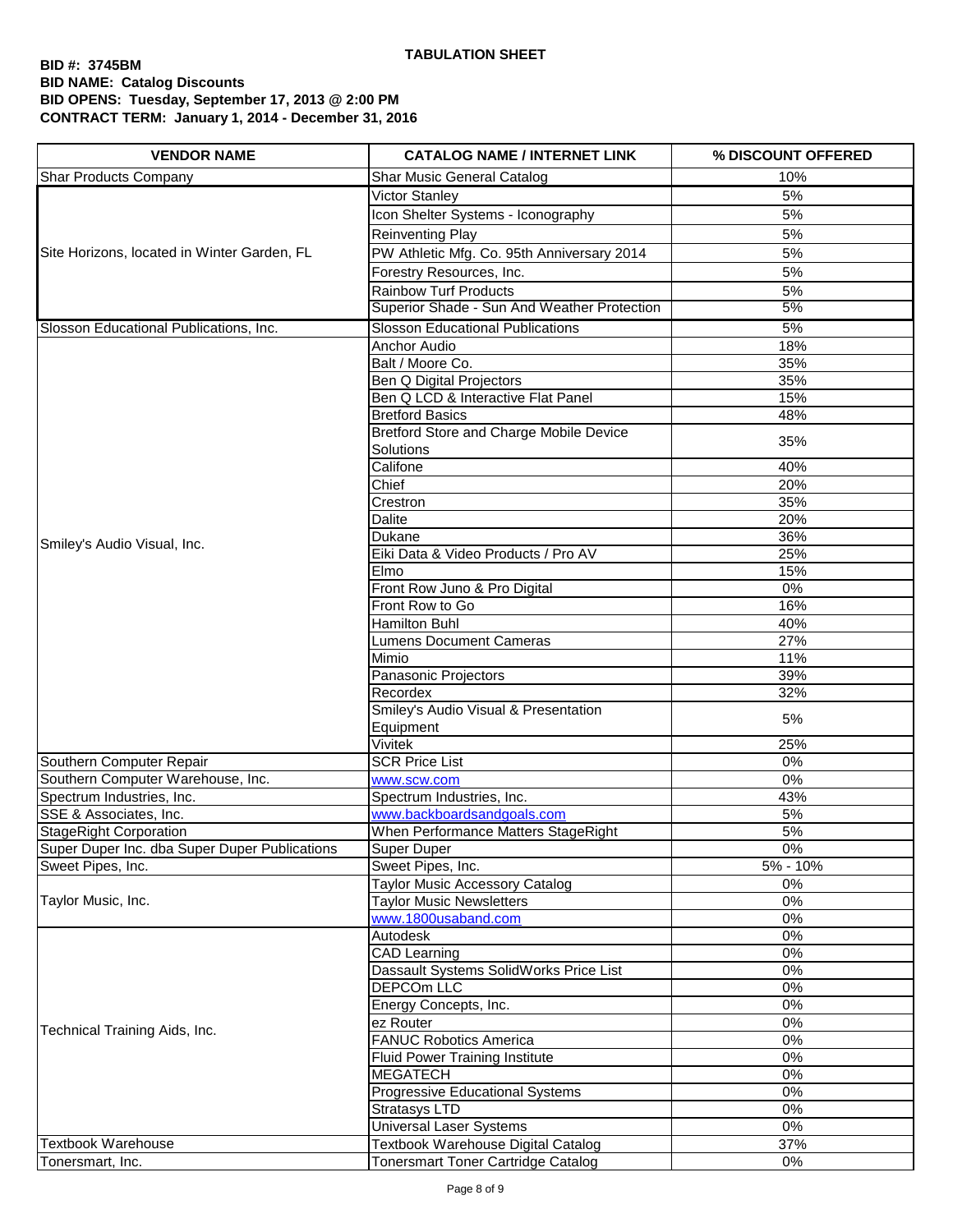**TABULATION SHEET**

**BID #: 3745BM**
**BID NAME: Catalog Discounts**
**BID OPENS: Tuesday, September 17, 2013 @ 2:00 PM**
**CONTRACT TERM: January 1, 2014 - December 31, 2016**

| VENDOR NAME | CATALOG NAME / INTERNET LINK | % DISCOUNT OFFERED |
|---|---|---|
| Shar Products Company | Shar Music General Catalog | 10% |
| Site Horizons, located in Winter Garden, FL | Victor Stanley | 5% |
| | Icon Shelter Systems - Iconography | 5% |
| | Reinventing Play | 5% |
| | PW Athletic Mfg. Co. 95th Anniversary 2014 | 5% |
| | Forestry Resources, Inc. | 5% |
| | Rainbow Turf Products | 5% |
| | Superior Shade - Sun And Weather Protection | 5% |
| Slosson Educational Publications, Inc. | Slosson Educational Publications | 5% |
| Smiley's Audio Visual, Inc. | Anchor Audio | 18% |
| | Balt / Moore Co. | 35% |
| | Ben Q Digital Projectors | 35% |
| | Ben Q LCD & Interactive Flat Panel | 15% |
| | Bretford Basics | 48% |
| | Bretford Store and Charge Mobile Device Solutions | 35% |
| | Califone | 40% |
| | Chief | 20% |
| | Crestron | 35% |
| | Dalite | 20% |
| | Dukane | 36% |
| | Eiki Data & Video Products / Pro AV | 25% |
| | Elmo | 15% |
| | Front Row Juno & Pro Digital | 0% |
| | Front Row to Go | 16% |
| | Hamilton Buhl | 40% |
| | Lumens Document Cameras | 27% |
| | Mimio | 11% |
| | Panasonic Projectors | 39% |
| | Recordex | 32% |
| | Smiley's Audio Visual & Presentation Equipment | 5% |
| | Vivitek | 25% |
| Southern Computer Repair | SCR Price List | 0% |
| Southern Computer Warehouse, Inc. | www.scw.com | 0% |
| Spectrum Industries, Inc. | Spectrum Industries, Inc. | 43% |
| SSE & Associates, Inc. | www.backboardsandgoals.com | 5% |
| StageRight Corporation | When Performance Matters StageRight | 5% |
| Super Duper Inc. dba Super Duper Publications | Super Duper | 0% |
| Sweet Pipes, Inc. | Sweet Pipes, Inc. | 5% - 10% |
| Taylor Music, Inc. | Taylor Music Accessory Catalog | 0% |
| | Taylor Music Newsletters | 0% |
| | www.1800usaband.com | 0% |
| Technical Training Aids, Inc. | Autodesk | 0% |
| | CAD Learning | 0% |
| | Dassault Systems SolidWorks Price List | 0% |
| | DEPCOm LLC | 0% |
| | Energy Concepts, Inc. | 0% |
| | ez Router | 0% |
| | FANUC Robotics America | 0% |
| | Fluid Power Training Institute | 0% |
| | MEGATECH | 0% |
| | Progressive Educational Systems | 0% |
| | Stratasys LTD | 0% |
| | Universal Laser Systems | 0% |
| Textbook Warehouse | Textbook Warehouse Digital Catalog | 37% |
| Tonersmart, Inc. | Tonersmart Toner Cartridge Catalog | 0% |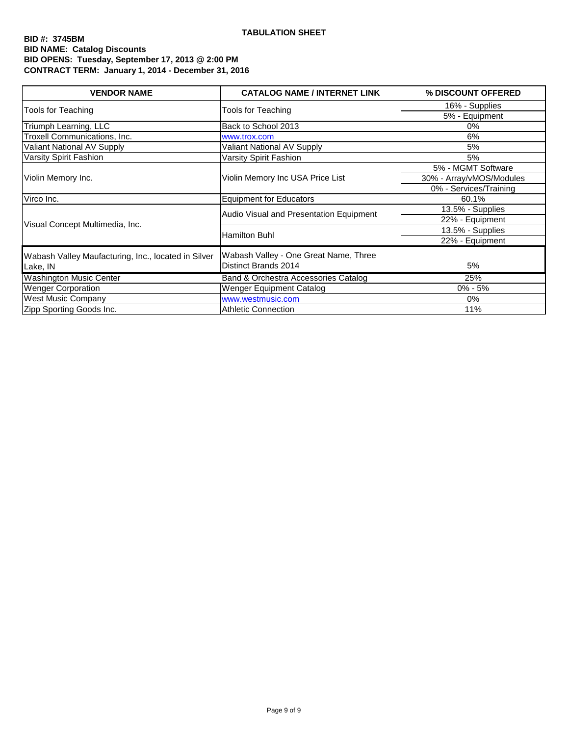**TABULATION SHEET**

**BID #: 3745BM**
**BID NAME: Catalog Discounts**
**BID OPENS: Tuesday, September 17, 2013 @ 2:00 PM**
**CONTRACT TERM: January 1, 2014 - December 31, 2016**

| VENDOR NAME | CATALOG NAME / INTERNET LINK | % DISCOUNT OFFERED |
|---|---|---|
| Tools for Teaching | Tools for Teaching | 16% - Supplies |
| | | 5% - Equipment |
| Triumph Learning, LLC | Back to School 2013 | 0% |
| Troxell Communications, Inc. | www.trox.com | 6% |
| Valiant National AV Supply | Valiant National AV Supply | 5% |
| Varsity Spirit Fashion | Varsity Spirit Fashion | 5% |
| Violin Memory Inc. | Violin Memory Inc USA Price List | 5% - MGMT Software |
| | | 30% - Array/vMOS/Modules |
| | | 0% - Services/Training |
| Virco Inc. | Equipment for Educators | 60.1% |
| Visual Concept Multimedia, Inc. | Audio Visual and Presentation Equipment | 13.5% - Supplies |
| | | 22% - Equipment |
| | Hamilton Buhl | 13.5% - Supplies |
| | | 22% - Equipment |
| Wabash Valley Maufacturing, Inc., located in Silver Lake, IN | Wabash Valley - One Great Name, Three Distinct Brands 2014 | 5% |
| Washington Music Center | Band & Orchestra Accessories Catalog | 25% |
| Wenger Corporation | Wenger Equipment Catalog | 0% - 5% |
| West Music Company | www.westmusic.com | 0% |
| Zipp Sporting Goods Inc. | Athletic Connection | 11% |